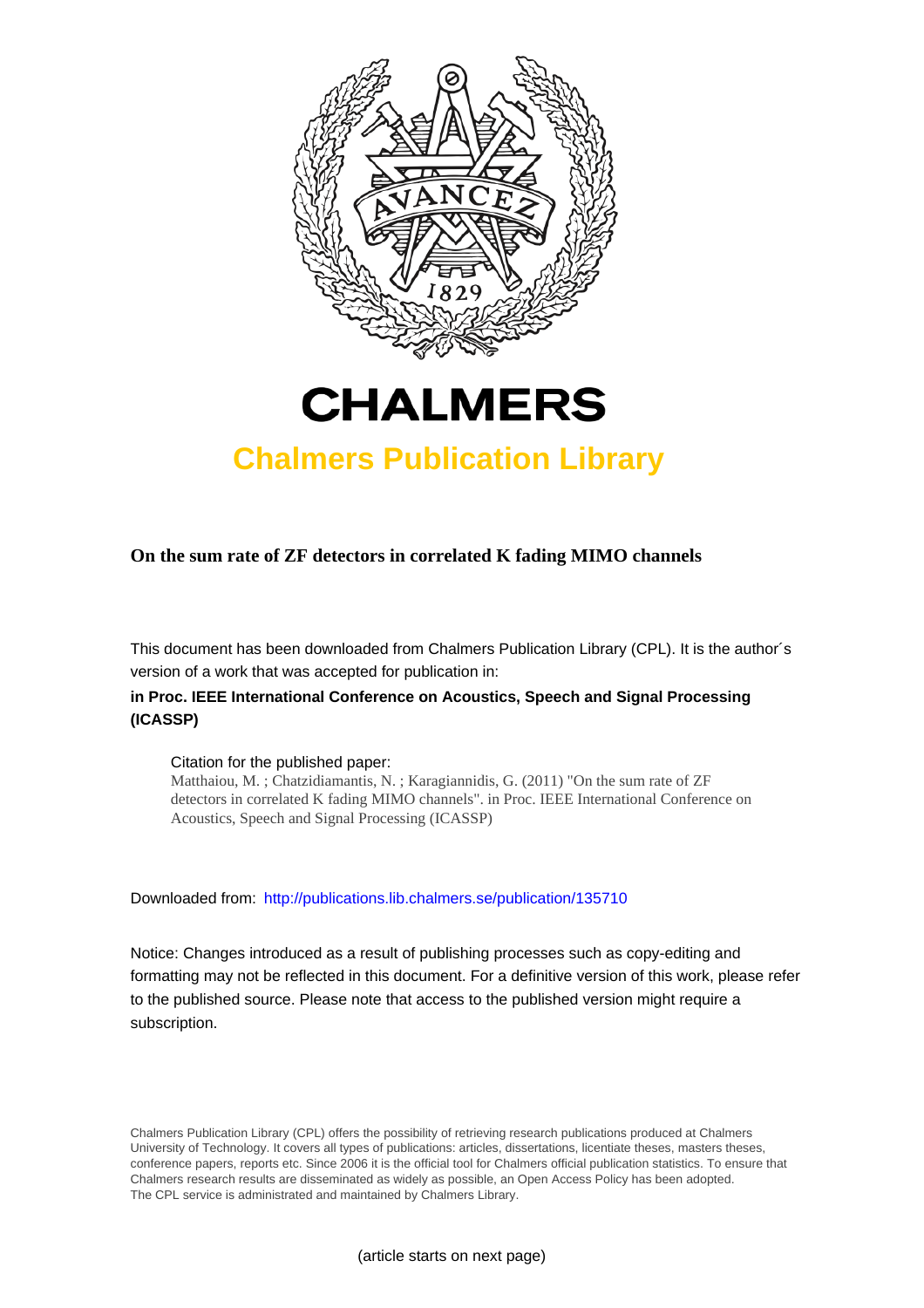# CHALMERS

## Chalmers Publication Library

**On the sum rate of ZF detectors in correlated K fading MIMO channels**

This document has been downloaded from Chalmers Publication Library (CPL). It is the author´s version of a work that was accepted for publication in:

**in Proc. IEEE International Conference on Acoustics, Speech and Signal Processing (ICASSP)**

Citation for the published paper:
Matthaiou, M. ; Chatzidiamantis, N. ; Karagiannidis, G. (2011) "On the sum rate of ZF detectors in correlated K fading MIMO channels". in Proc. IEEE International Conference on Acoustics, Speech and Signal Processing (ICASSP)

Downloaded from: http://publications.lib.chalmers.se/publication/135710

Notice: Changes introduced as a result of publishing processes such as copy-editing and formatting may not be reflected in this document. For a definitive version of this work, please refer to the published source. Please note that access to the published version might require a subscription.

Chalmers Publication Library (CPL) offers the possibility of retrieving research publications produced at Chalmers University of Technology. It covers all types of publications: articles, dissertations, licentiate theses, masters theses, conference papers, reports etc. Since 2006 it is the official tool for Chalmers official publication statistics. To ensure that Chalmers research results are disseminated as widely as possible, an Open Access Policy has been adopted. The CPL service is administrated and maintained by Chalmers Library.

(article starts on next page)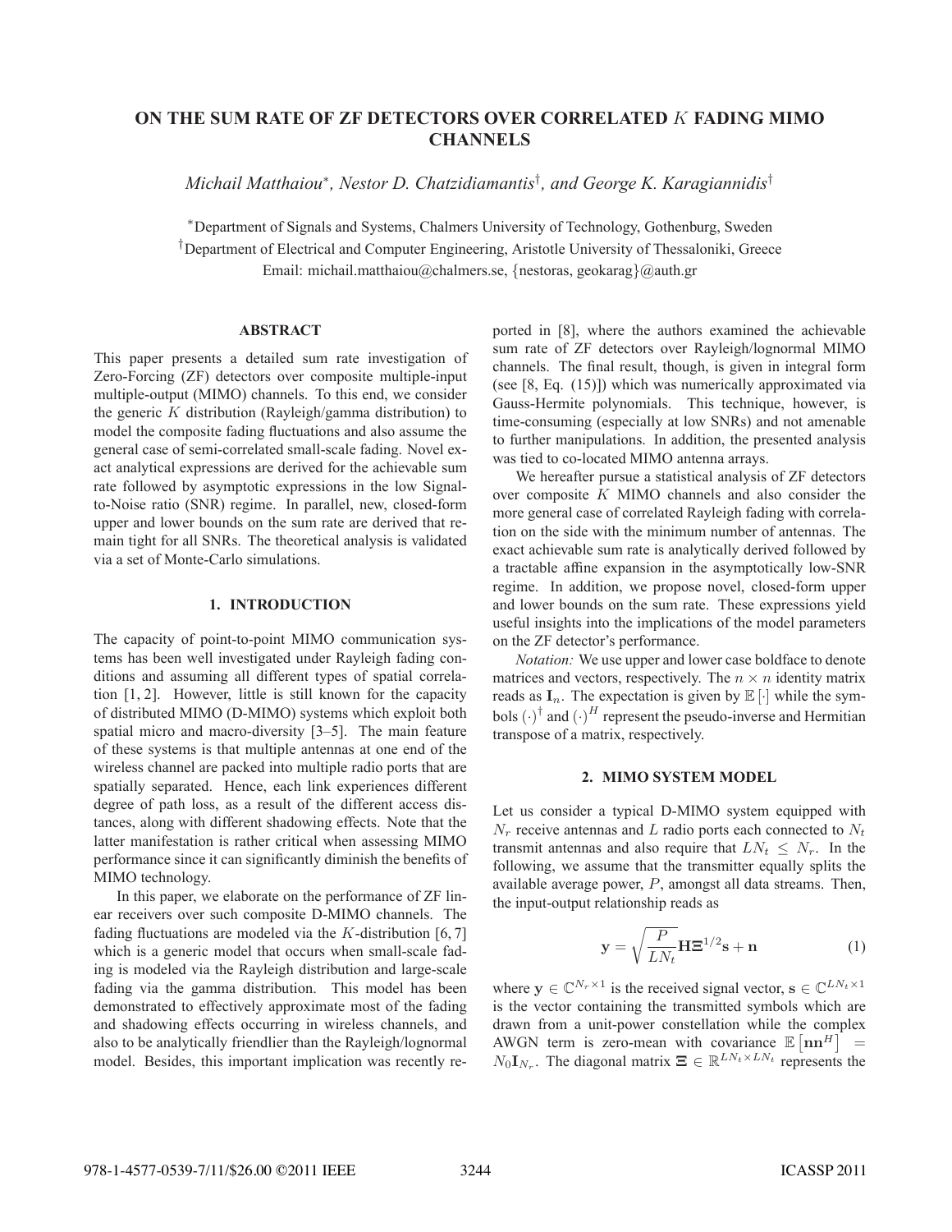# ON THE SUM RATE OF ZF DETECTORS OVER CORRELATED $K$ FADING MIMO CHANNELS

*Michail Matthaiou*[*], *Nestor D. Chatzidiamantis*[†], *and George K. Karagiannidis*[†]

[*]Department of Signals and Systems, Chalmers University of Technology, Gothenburg, Sweden

[†]Department of Electrical and Computer Engineering, Aristotle University of Thessaloniki, Greece

Email: michail.matthaiou@chalmers.se, {nestoras, geokarag}@auth.gr

## ABSTRACT

This paper presents a detailed sum rate investigation of Zero-Forcing (ZF) detectors over composite multiple-input multiple-output (MIMO) channels. To this end, we consider the generic $K$ distribution (Rayleigh/gamma distribution) to model the composite fading fluctuations and also assume the general case of semi-correlated small-scale fading. Novel exact analytical expressions are derived for the achievable sum rate followed by asymptotic expressions in the low Signal-to-Noise ratio (SNR) regime. In parallel, new, closed-form upper and lower bounds on the sum rate are derived that remain tight for all SNRs. The theoretical analysis is validated via a set of Monte-Carlo simulations.

## 1. INTRODUCTION

The capacity of point-to-point MIMO communication systems has been well investigated under Rayleigh fading conditions and assuming all different types of spatial correlation [1, 2]. However, little is still known for the capacity of distributed MIMO (D-MIMO) systems which exploit both spatial micro and macro-diversity [3–5]. The main feature of these systems is that multiple antennas at one end of the wireless channel are packed into multiple radio ports that are spatially separated. Hence, each link experiences different degree of path loss, as a result of the different access distances, along with different shadowing effects. Note that the latter manifestation is rather critical when assessing MIMO performance since it can significantly diminish the benefits of MIMO technology.

In this paper, we elaborate on the performance of ZF linear receivers over such composite D-MIMO channels. The fading fluctuations are modeled via the $K$-distribution [6, 7] which is a generic model that occurs when small-scale fading is modeled via the Rayleigh distribution and large-scale fading via the gamma distribution. This model has been demonstrated to effectively approximate most of the fading and shadowing effects occurring in wireless channels, and also to be analytically friendlier than the Rayleigh/lognormal model. Besides, this important implication was recently reported in [8], where the authors examined the achievable sum rate of ZF detectors over Rayleigh/lognormal MIMO channels. The final result, though, is given in integral form (see [8, Eq. (15)]) which was numerically approximated via Gauss-Hermite polynomials. This technique, however, is time-consuming (especially at low SNRs) and not amenable to further manipulations. In addition, the presented analysis was tied to co-located MIMO antenna arrays.

We hereafter pursue a statistical analysis of ZF detectors over composite $K$ MIMO channels and also consider the more general case of correlated Rayleigh fading with correlation on the side with the minimum number of antennas. The exact achievable sum rate is analytically derived followed by a tractable affine expansion in the asymptotically low-SNR regime. In addition, we propose novel, closed-form upper and lower bounds on the sum rate. These expressions yield useful insights into the implications of the model parameters on the ZF detector's performance.

*Notation:* We use upper and lower case boldface to denote matrices and vectors, respectively. The $n \times n$ identity matrix reads as $\mathbf{I}_n$. The expectation is given by $\mathbb{E}[\cdot]$ while the symbols $(\cdot)^\dagger$ and $(\cdot)^H$ represent the pseudo-inverse and Hermitian transpose of a matrix, respectively.

## 2. MIMO SYSTEM MODEL

Let us consider a typical D-MIMO system equipped with $N_r$ receive antennas and $L$ radio ports each connected to $N_t$ transmit antennas and also require that $LN_t \leq N_r$. In the following, we assume that the transmitter equally splits the available average power, $P$, amongst all data streams. Then, the input-output relationship reads as

$$\mathbf{y} = \sqrt{\frac{P}{LN_t}}\mathbf{H}\mathbf{\Xi}^{1/2}\mathbf{s} + \mathbf{n} \tag{1}$$

where $\mathbf{y} \in \mathbb{C}^{N_r \times 1}$ is the received signal vector, $\mathbf{s} \in \mathbb{C}^{LN_t \times 1}$ is the vector containing the transmitted symbols which are drawn from a unit-power constellation while the complex AWGN term is zero-mean with covariance $\mathbb{E}\left[\mathbf{n}\mathbf{n}^H\right] = N_0\mathbf{I}_{N_r}$. The diagonal matrix $\mathbf{\Xi} \in \mathbb{R}^{LN_t \times LN_t}$ represents the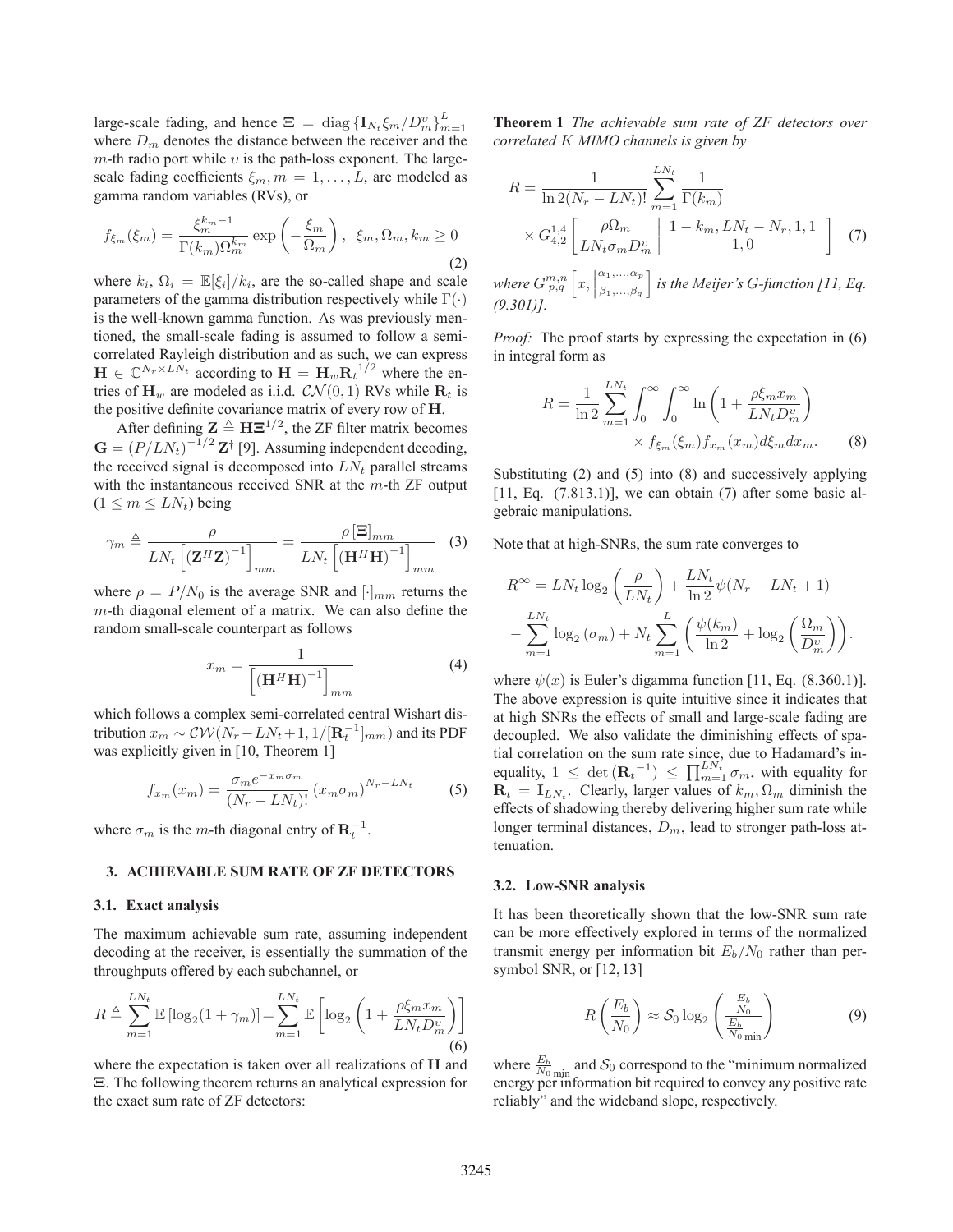large-scale fading, and hence $\mathbf{\Xi} = \operatorname{diag}\{\mathbf{I}_{N_t}\xi_m/D_m^{\upsilon}\}_{m=1}^{L}$ where $D_m$ denotes the distance between the receiver and the $m$-th radio port while $\upsilon$ is the path-loss exponent. The large-scale fading coefficients $\xi_m, m = 1, \ldots, L$, are modeled as gamma random variables (RVs), or

$$f_{\xi_m}(\xi_m) = \frac{\xi_m^{k_m-1}}{\Gamma(k_m)\Omega_m^{k_m}} \exp\left(-\frac{\xi_m}{\Omega_m}\right), \;\; \xi_m, \Omega_m, k_m \geq 0 \tag{2}$$

where $k_i$, $\Omega_i = \mathbb{E}[\xi_i]/k_i$, are the so-called shape and scale parameters of the gamma distribution respectively while $\Gamma(\cdot)$ is the well-known gamma function. As was previously mentioned, the small-scale fading is assumed to follow a semi-correlated Rayleigh distribution and as such, we can express $\mathbf{H} \in \mathbb{C}^{N_r \times LN_t}$ according to $\mathbf{H} = \mathbf{H}_w {\mathbf{R}_t}^{1/2}$ where the entries of $\mathbf{H}_w$ are modeled as i.i.d. $\mathcal{CN}(0,1)$ RVs while $\mathbf{R}_t$ is the positive definite covariance matrix of every row of $\mathbf{H}$.

After defining $\mathbf{Z} \triangleq \mathbf{H}\mathbf{\Xi}^{1/2}$, the ZF filter matrix becomes $\mathbf{G} = (P/LN_t)^{-1/2}\mathbf{Z}^{\dagger}$ [9]. Assuming independent decoding, the received signal is decomposed into $LN_t$ parallel streams with the instantaneous received SNR at the $m$-th ZF output ($1 \leq m \leq LN_t$) being

$$\gamma_m \triangleq \frac{\rho}{LN_t\left[(\mathbf{Z}^H\mathbf{Z})^{-1}\right]_{mm}} = \frac{\rho\,[\mathbf{\Xi}]_{mm}}{LN_t\left[(\mathbf{H}^H\mathbf{H})^{-1}\right]_{mm}} \tag{3}$$

where $\rho = P/N_0$ is the average SNR and $[\cdot]_{mm}$ returns the $m$-th diagonal element of a matrix. We can also define the random small-scale counterpart as follows

$$x_m = \frac{1}{\left[(\mathbf{H}^H\mathbf{H})^{-1}\right]_{mm}} \tag{4}$$

which follows a complex semi-correlated central Wishart distribution $x_m \sim \mathcal{CW}(N_r - LN_t + 1, 1/[\mathbf{R}_t^{-1}]_{mm})$ and its PDF was explicitly given in [10, Theorem 1]

$$f_{x_m}(x_m) = \frac{\sigma_m e^{-x_m\sigma_m}}{(N_r - LN_t)!}\left(x_m\sigma_m\right)^{N_r - LN_t} \tag{5}$$

where $\sigma_m$ is the $m$-th diagonal entry of $\mathbf{R}_t^{-1}$.

## 3. ACHIEVABLE SUM RATE OF ZF DETECTORS

### 3.1. Exact analysis

The maximum achievable sum rate, assuming independent decoding at the receiver, is essentially the summation of the throughputs offered by each subchannel, or

$$R \triangleq \sum_{m=1}^{LN_t} \mathbb{E}\left[\log_2(1+\gamma_m)\right] = \sum_{m=1}^{LN_t} \mathbb{E}\left[\log_2\left(1 + \frac{\rho\xi_m x_m}{LN_t D_m^{\upsilon}}\right)\right] \tag{6}$$

where the expectation is taken over all realizations of $\mathbf{H}$ and $\mathbf{\Xi}$. The following theorem returns an analytical expression for the exact sum rate of ZF detectors:

**Theorem 1** *The achievable sum rate of ZF detectors over correlated $K$ MIMO channels is given by*

$$R = \frac{1}{\ln 2 (N_r - LN_t)!}\sum_{m=1}^{LN_t}\frac{1}{\Gamma(k_m)} \times G_{4,2}^{1,4}\left[\frac{\rho\Omega_m}{LN_t\sigma_m D_m^{\upsilon}} \,\middle|\, \begin{matrix} 1-k_m, LN_t - N_r, 1, 1 \\ 1, 0 \end{matrix}\right] \tag{7}$$

*where $G_{p,q}^{m,n}\left[x, \left|{}^{\alpha_1,\ldots,\alpha_p}_{\beta_1,\ldots,\beta_q}\right.\right]$ is the Meijer's G-function [11, Eq. (9.301)].*

*Proof:* The proof starts by expressing the expectation in (6) in integral form as

$$R = \frac{1}{\ln 2}\sum_{m=1}^{LN_t}\int_0^{\infty}\int_0^{\infty}\ln\left(1 + \frac{\rho\xi_m x_m}{LN_t D_m^{\upsilon}}\right) \times f_{\xi_m}(\xi_m) f_{x_m}(x_m)\, d\xi_m dx_m. \tag{8}$$

Substituting (2) and (5) into (8) and successively applying [11, Eq. (7.813.1)], we can obtain (7) after some basic algebraic manipulations.

Note that at high-SNRs, the sum rate converges to

$$R^{\infty} = LN_t\log_2\left(\frac{\rho}{LN_t}\right) + \frac{LN_t}{\ln 2}\psi(N_r - LN_t + 1) - \sum_{m=1}^{LN_t}\log_2(\sigma_m) + N_t\sum_{m=1}^{L}\left(\frac{\psi(k_m)}{\ln 2} + \log_2\left(\frac{\Omega_m}{D_m^{\upsilon}}\right)\right).$$

where $\psi(x)$ is Euler's digamma function [11, Eq. (8.360.1)]. The above expression is quite intuitive since it indicates that at high SNRs the effects of small and large-scale fading are decoupled. We also validate the diminishing effects of spatial correlation on the sum rate since, due to Hadamard's inequality, $1 \leq \det({\mathbf{R}_t}^{-1}) \leq \prod_{m=1}^{LN_t}\sigma_m$, with equality for $\mathbf{R}_t = \mathbf{I}_{LN_t}$. Clearly, larger values of $k_m, \Omega_m$ diminish the effects of shadowing thereby delivering higher sum rate while longer terminal distances, $D_m$, lead to stronger path-loss attenuation.

### 3.2. Low-SNR analysis

It has been theoretically shown that the low-SNR sum rate can be more effectively explored in terms of the normalized transmit energy per information bit $E_b/N_0$ rather than per-symbol SNR, or [12, 13]

$$R\left(\frac{E_b}{N_0}\right) \approx \mathcal{S}_0\log_2\left(\frac{\frac{E_b}{N_0}}{\frac{E_b}{N_0}_{\min}}\right) \tag{9}$$

where $\frac{E_b}{N_0}_{\min}$ and $\mathcal{S}_0$ correspond to the "minimum normalized energy per information bit required to convey any positive rate reliably" and the wideband slope, respectively.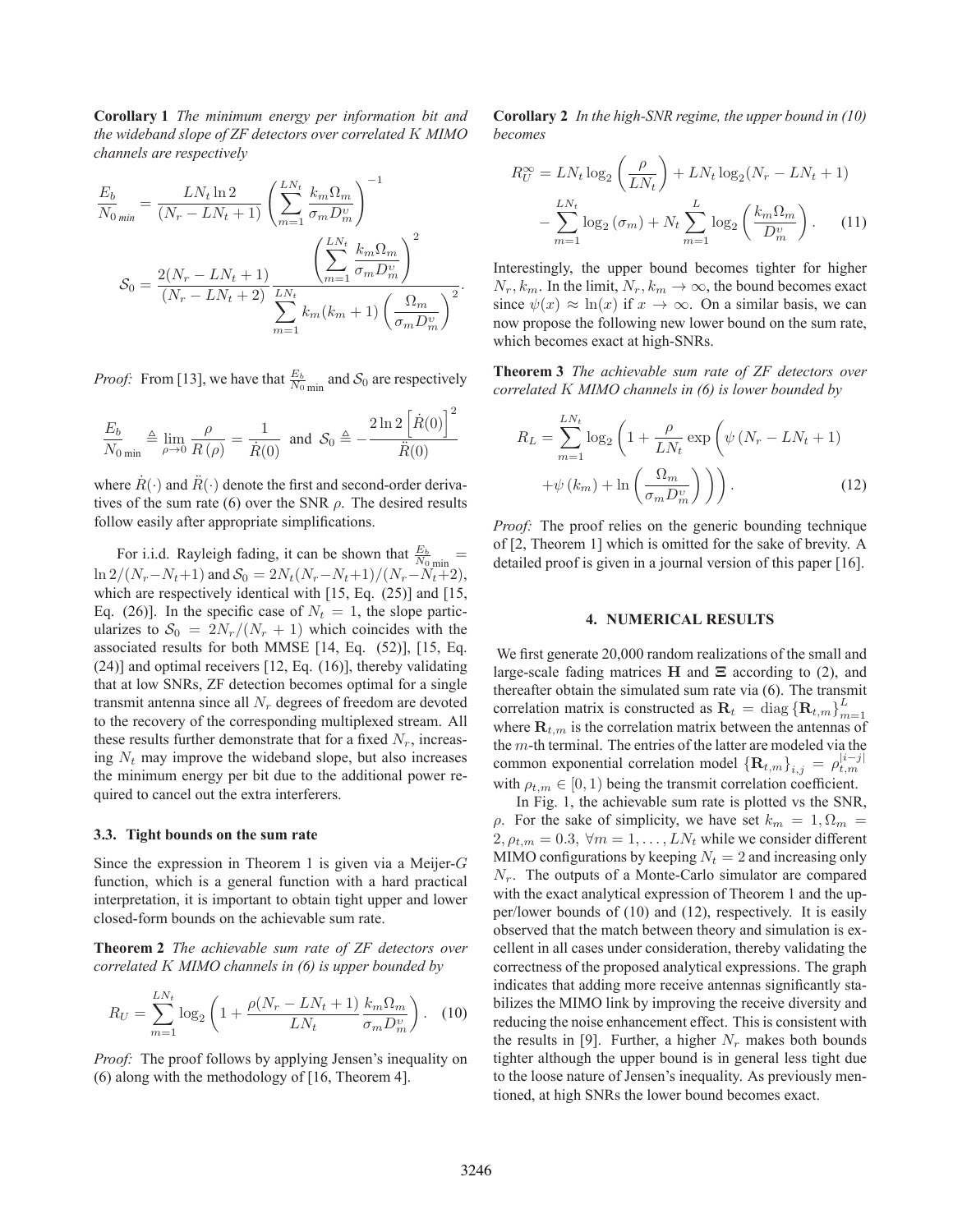**Corollary 1** *The minimum energy per information bit and the wideband slope of ZF detectors over correlated $K$ MIMO channels are respectively*

$$\frac{E_b}{N_0}_{min} = \frac{LN_t \ln 2}{(N_r - LN_t + 1)} \left( \sum_{m=1}^{LN_t} \frac{k_m \Omega_m}{\sigma_m D_m^v} \right)^{-1}$$

$$\mathcal{S}_0 = \frac{2(N_r - LN_t + 1)}{(N_r - LN_t + 2)} \frac{\left( \sum_{m=1}^{LN_t} \frac{k_m \Omega_m}{\sigma_m D_m^v} \right)^2}{\sum_{m=1}^{LN_t} k_m (k_m + 1) \left( \frac{\Omega_m}{\sigma_m D_m^v} \right)^2}.$$

*Proof:* From [13], we have that $\frac{E_b}{N_0}_{\min}$ and $\mathcal{S}_0$ are respectively

$$\frac{E_b}{N_0}_{\min} \triangleq \lim_{\rho \to 0} \frac{\rho}{R(\rho)} = \frac{1}{\dot{R}(0)} \text{ and } \mathcal{S}_0 \triangleq -\frac{2 \ln 2 \left[ \dot{R}(0) \right]^2}{\ddot{R}(0)}$$

where $\dot{R}(\cdot)$ and $\ddot{R}(\cdot)$ denote the first and second-order derivatives of the sum rate (6) over the SNR $\rho$. The desired results follow easily after appropriate simplifications.

For i.i.d. Rayleigh fading, it can be shown that $\frac{E_b}{N_0}_{\min} = \ln 2/(N_r - N_t + 1)$ and $\mathcal{S}_0 = 2N_t(N_r - N_t + 1)/(N_r - N_t + 2)$, which are respectively identical with [15, Eq. (25)] and [15, Eq. (26)]. In the specific case of $N_t = 1$, the slope particularizes to $\mathcal{S}_0 = 2N_r/(N_r + 1)$ which coincides with the associated results for both MMSE [14, Eq. (52)], [15, Eq. (24)] and optimal receivers [12, Eq. (16)], thereby validating that at low SNRs, ZF detection becomes optimal for a single transmit antenna since all $N_r$ degrees of freedom are devoted to the recovery of the corresponding multiplexed stream. All these results further demonstrate that for a fixed $N_r$, increasing $N_t$ may improve the wideband slope, but also increases the minimum energy per bit due to the additional power required to cancel out the extra interferers.

### 3.3. Tight bounds on the sum rate

Since the expression in Theorem 1 is given via a Meijer-$G$ function, which is a general function with a hard practical interpretation, it is important to obtain tight upper and lower closed-form bounds on the achievable sum rate.

**Theorem 2** *The achievable sum rate of ZF detectors over correlated $K$ MIMO channels in (6) is upper bounded by*

$$R_U = \sum_{m=1}^{LN_t} \log_2 \left( 1 + \frac{\rho(N_r - LN_t + 1)}{LN_t} \frac{k_m \Omega_m}{\sigma_m D_m^v} \right). \quad (10)$$

*Proof:* The proof follows by applying Jensen's inequality on (6) along with the methodology of [16, Theorem 4].

**Corollary 2** *In the high-SNR regime, the upper bound in (10) becomes*

$$R_U^\infty = LN_t \log_2 \left( \frac{\rho}{LN_t} \right) + LN_t \log_2 (N_r - LN_t + 1) - \sum_{m=1}^{LN_t} \log_2 (\sigma_m) + N_t \sum_{m=1}^{L} \log_2 \left( \frac{k_m \Omega_m}{D_m^v} \right). \quad (11)$$

Interestingly, the upper bound becomes tighter for higher $N_r, k_m$. In the limit, $N_r, k_m \to \infty$, the bound becomes exact since $\psi(x) \approx \ln(x)$ if $x \to \infty$. On a similar basis, we can now propose the following new lower bound on the sum rate, which becomes exact at high-SNRs.

**Theorem 3** *The achievable sum rate of ZF detectors over correlated $K$ MIMO channels in (6) is lower bounded by*

$$R_L = \sum_{m=1}^{LN_t} \log_2 \left( 1 + \frac{\rho}{LN_t} \exp \left( \psi (N_r - LN_t + 1) + \psi (k_m) + \ln \left( \frac{\Omega_m}{\sigma_m D_m^v} \right) \right) \right). \quad (12)$$

*Proof:* The proof relies on the generic bounding technique of [2, Theorem 1] which is omitted for the sake of brevity. A detailed proof is given in a journal version of this paper [16].

## 4. NUMERICAL RESULTS

We first generate 20,000 random realizations of the small and large-scale fading matrices $\mathbf{H}$ and $\mathbf{\Xi}$ according to (2), and thereafter obtain the simulated sum rate via (6). The transmit correlation matrix is constructed as $\mathbf{R}_t = \text{diag}\left\{ \mathbf{R}_{t,m} \right\}_{m=1}^{L}$ where $\mathbf{R}_{t,m}$ is the correlation matrix between the antennas of the $m$-th terminal. The entries of the latter are modeled via the common exponential correlation model $\left\{ \mathbf{R}_{t,m} \right\}_{i,j} = \rho_{t,m}^{|i-j|}$ with $\rho_{t,m} \in [0, 1)$ being the transmit correlation coefficient.

In Fig. 1, the achievable sum rate is plotted vs the SNR, $\rho$. For the sake of simplicity, we have set $k_m = 1, \Omega_m = 2, \rho_{t,m} = 0.3$, $\forall m = 1, \ldots, LN_t$ while we consider different MIMO configurations by keeping $N_t = 2$ and increasing only $N_r$. The outputs of a Monte-Carlo simulator are compared with the exact analytical expression of Theorem 1 and the upper/lower bounds of (10) and (12), respectively. It is easily observed that the match between theory and simulation is excellent in all cases under consideration, thereby validating the correctness of the proposed analytical expressions. The graph indicates that adding more receive antennas significantly stabilizes the MIMO link by improving the receive diversity and reducing the noise enhancement effect. This is consistent with the results in [9]. Further, a higher $N_r$ makes both bounds tighter although the upper bound is in general less tight due to the loose nature of Jensen's inequality. As previously mentioned, at high SNRs the lower bound becomes exact.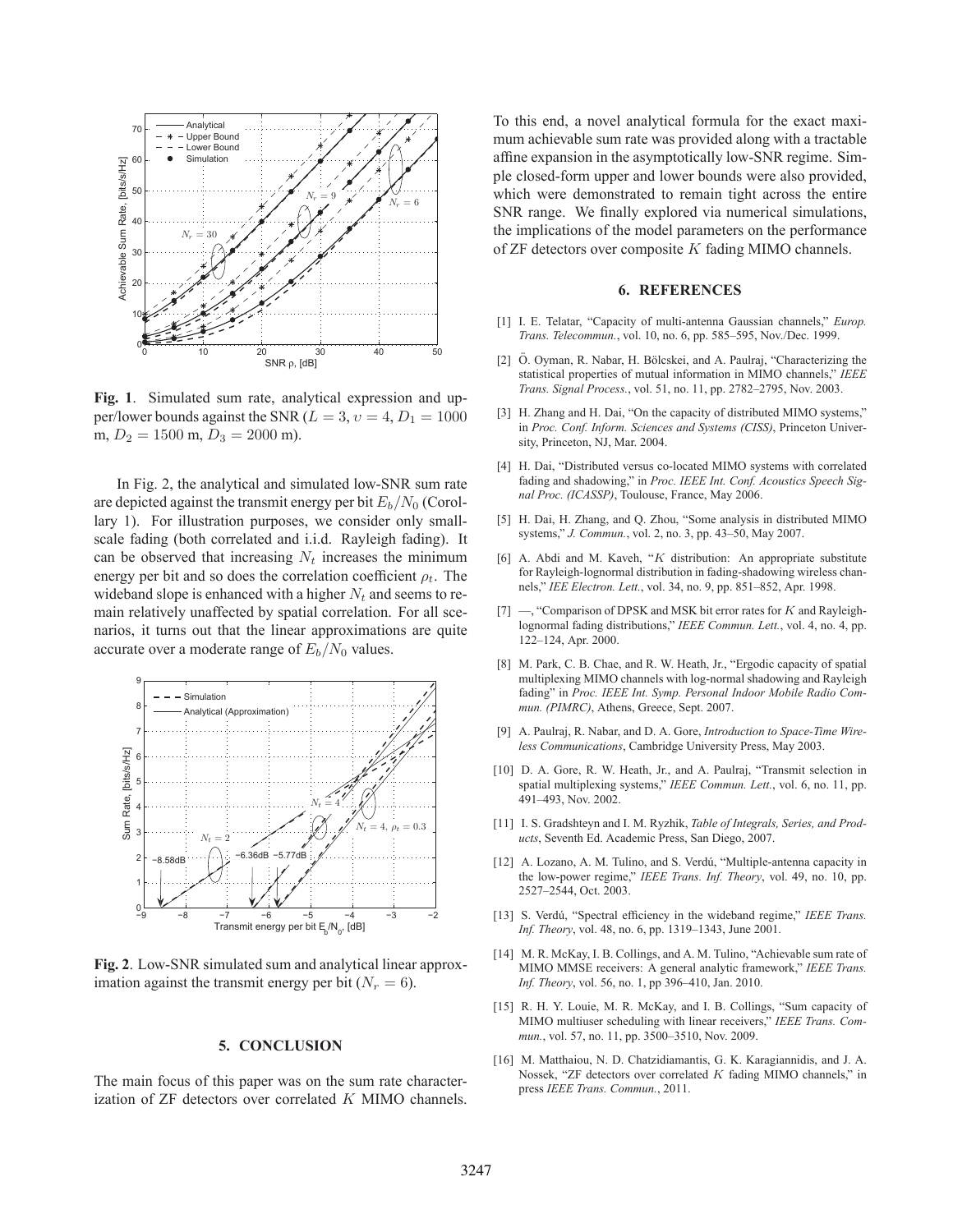Analytical
Upper Bound
Lower Bound
Simulation

Achievable Sum Rate, [bits/s/Hz]

SNR ρ, [dB]

0 10 20 30 40 50

0 10 20 30 40 50 60 70

$N_r = 30$

$N_r = 9$

$N_r = 6$

**Fig. 1**. Simulated sum rate, analytical expression and upper/lower bounds against the SNR ($L = 3$, $\upsilon = 4$, $D_1 = 1000$ m, $D_2 = 1500$ m, $D_3 = 2000$ m).

In Fig. 2, the analytical and simulated low-SNR sum rate are depicted against the transmit energy per bit $E_b/N_0$ (Corollary 1). For illustration purposes, we consider only small-scale fading (both correlated and i.i.d. Rayleigh fading). It can be observed that increasing $N_t$ increases the minimum energy per bit and so does the correlation coefficient $\rho_t$. The wideband slope is enhanced with a higher $N_t$ and seems to remain relatively unaffected by spatial correlation. For all scenarios, it turns out that the linear approximations are quite accurate over a moderate range of $E_b/N_0$ values.

Simulation
Analytical (Approximation)

Sum Rate, [bits/s/Hz]

Transmit energy per bit $E_b/N_0$, [dB]

−9 −8 −7 −6 −5 −4 −3 −2

0 1 2 3 4 5 6 7 8 9

$N_t = 2$

$N_t = 4$

$N_t = 4,\ \rho_t = 0.3$

−8.58dB

−6.36dB

−5.77dB

**Fig. 2**. Low-SNR simulated sum and analytical linear approximation against the transmit energy per bit ($N_r = 6$).

## 5. CONCLUSION

The main focus of this paper was on the sum rate characterization of ZF detectors over correlated $K$ MIMO channels. To this end, a novel analytical formula for the exact maximum achievable sum rate was provided along with a tractable affine expansion in the asymptotically low-SNR regime. Simple closed-form upper and lower bounds were also provided, which were demonstrated to remain tight across the entire SNR range. We finally explored via numerical simulations, the implications of the model parameters on the performance of ZF detectors over composite $K$ fading MIMO channels.

## 6. REFERENCES

[1] I. E. Telatar, "Capacity of multi-antenna Gaussian channels," *Europ. Trans. Telecommun.*, vol. 10, no. 6, pp. 585–595, Nov./Dec. 1999.

[2] Ö. Oyman, R. Nabar, H. Bölcskei, and A. Paulraj, "Characterizing the statistical properties of mutual information in MIMO channels," *IEEE Trans. Signal Process.*, vol. 51, no. 11, pp. 2782–2795, Nov. 2003.

[3] H. Zhang and H. Dai, "On the capacity of distributed MIMO systems," in *Proc. Conf. Inform. Sciences and Systems (CISS)*, Princeton University, Princeton, NJ, Mar. 2004.

[4] H. Dai, "Distributed versus co-located MIMO systems with correlated fading and shadowing," in *Proc. IEEE Int. Conf. Acoustics Speech Signal Proc. (ICASSP)*, Toulouse, France, May 2006.

[5] H. Dai, H. Zhang, and Q. Zhou, "Some analysis in distributed MIMO systems," *J. Commun.*, vol. 2, no. 3, pp. 43–50, May 2007.

[6] A. Abdi and M. Kaveh, "$K$ distribution: An appropriate substitute for Rayleigh-lognormal distribution in fading-shadowing wireless channels," *IEE Electron. Lett.*, vol. 34, no. 9, pp. 851–852, Apr. 1998.

[7] —, "Comparison of DPSK and MSK bit error rates for $K$ and Rayleigh-lognormal fading distributions," *IEEE Commun. Lett.*, vol. 4, no. 4, pp. 122–124, Apr. 2000.

[8] M. Park, C. B. Chae, and R. W. Heath, Jr., "Ergodic capacity of spatial multiplexing MIMO channels with log-normal shadowing and Rayleigh fading" in *Proc. IEEE Int. Symp. Personal Indoor Mobile Radio Commun. (PIMRC)*, Athens, Greece, Sept. 2007.

[9] A. Paulraj, R. Nabar, and D. A. Gore, *Introduction to Space-Time Wireless Communications*, Cambridge University Press, May 2003.

[10] D. A. Gore, R. W. Heath, Jr., and A. Paulraj, "Transmit selection in spatial multiplexing systems," *IEEE Commun. Lett.*, vol. 6, no. 11, pp. 491–493, Nov. 2002.

[11] I. S. Gradshteyn and I. M. Ryzhik, *Table of Integrals, Series, and Products*, Seventh Ed. Academic Press, San Diego, 2007.

[12] A. Lozano, A. M. Tulino, and S. Verdú, "Multiple-antenna capacity in the low-power regime," *IEEE Trans. Inf. Theory*, vol. 49, no. 10, pp. 2527–2544, Oct. 2003.

[13] S. Verdú, "Spectral efficiency in the wideband regime," *IEEE Trans. Inf. Theory*, vol. 48, no. 6, pp. 1319–1343, June 2001.

[14] M. R. McKay, I. B. Collings, and A. M. Tulino, "Achievable sum rate of MIMO MMSE receivers: A general analytic framework," *IEEE Trans. Inf. Theory*, vol. 56, no. 1, pp 396–410, Jan. 2010.

[15] R. H. Y. Louie, M. R. McKay, and I. B. Collings, "Sum capacity of MIMO multiuser scheduling with linear receivers," *IEEE Trans. Commun.*, vol. 57, no. 11, pp. 3500–3510, Nov. 2009.

[16] M. Matthaiou, N. D. Chatzidiamantis, G. K. Karagiannidis, and J. A. Nossek, "ZF detectors over correlated $K$ fading MIMO channels," in press *IEEE Trans. Commun.*, 2011.